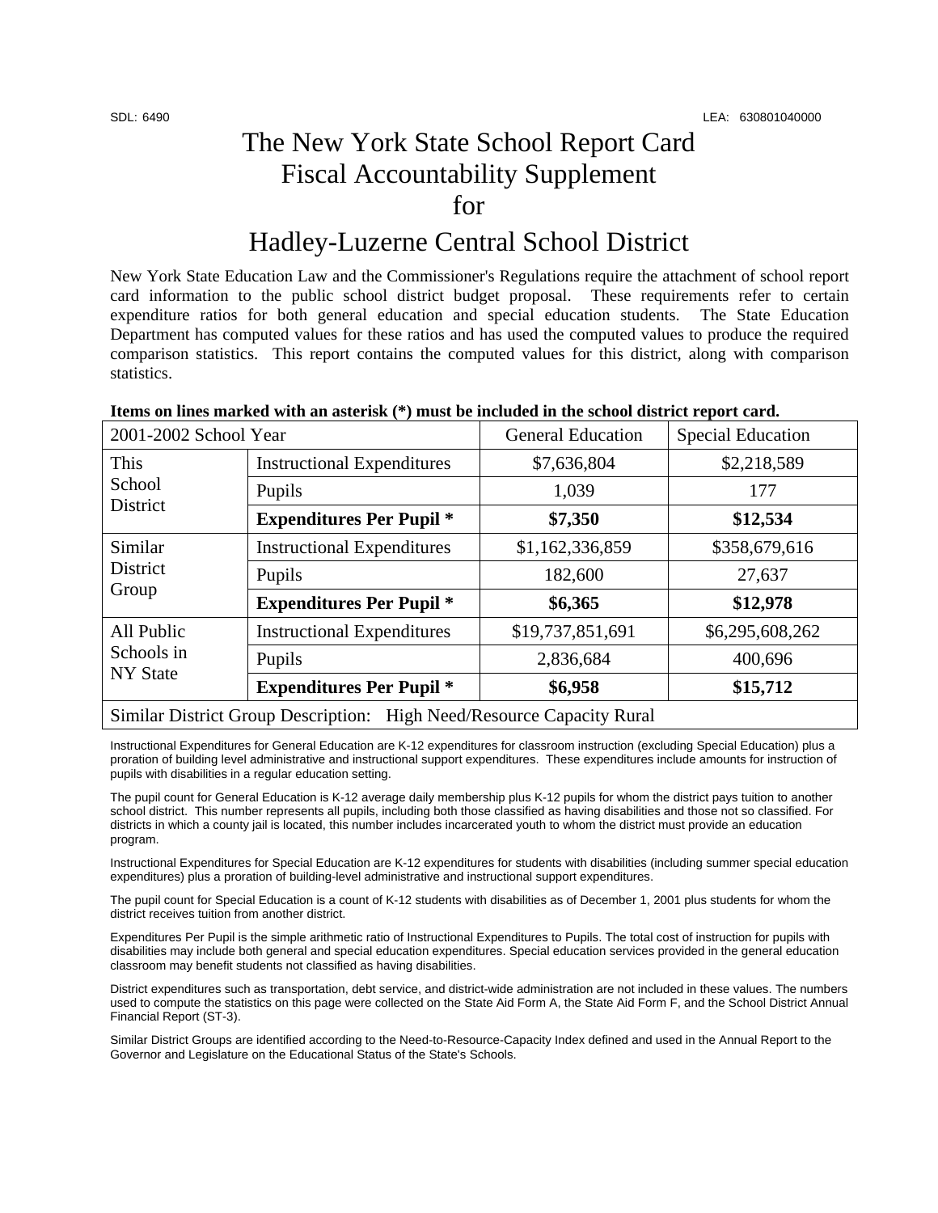SDL: 6490 LEA: 630801040000

# The New York State School Report Card Fiscal Accountability Supplement for

# Hadley-Luzerne Central School District

New York State Education Law and the Commissioner's Regulations require the attachment of school report card information to the public school district budget proposal. These requirements refer to certain expenditure ratios for both general education and special education students. The State Education Department has computed values for these ratios and has used the computed values to produce the required comparison statistics. This report contains the computed values for this district, along with comparison statistics.

**Items on lines marked with an asterisk (*) must be included in the school district report card.**

| 2001-2002 School Year | | General Education | Special Education |
|---|---|---|---|
| This School District | Instructional Expenditures | $7,636,804 | $2,218,589 |
| | Pupils | 1,039 | 177 |
| | **Expenditures Per Pupil *** | **$7,350** | **$12,534** |
| Similar District Group | Instructional Expenditures | $1,162,336,859 | $358,679,616 |
| | Pupils | 182,600 | 27,637 |
| | **Expenditures Per Pupil *** | **$6,365** | **$12,978** |
| All Public Schools in NY State | Instructional Expenditures | $19,737,851,691 | $6,295,608,262 |
| | Pupils | 2,836,684 | 400,696 |
| | **Expenditures Per Pupil *** | **$6,958** | **$15,712** |
| Similar District Group Description: High Need/Resource Capacity Rural | | | |

Instructional Expenditures for General Education are K-12 expenditures for classroom instruction (excluding Special Education) plus a proration of building level administrative and instructional support expenditures. These expenditures include amounts for instruction of pupils with disabilities in a regular education setting.

The pupil count for General Education is K-12 average daily membership plus K-12 pupils for whom the district pays tuition to another school district. This number represents all pupils, including both those classified as having disabilities and those not so classified. For districts in which a county jail is located, this number includes incarcerated youth to whom the district must provide an education program.

Instructional Expenditures for Special Education are K-12 expenditures for students with disabilities (including summer special education expenditures) plus a proration of building-level administrative and instructional support expenditures.

The pupil count for Special Education is a count of K-12 students with disabilities as of December 1, 2001 plus students for whom the district receives tuition from another district.

Expenditures Per Pupil is the simple arithmetic ratio of Instructional Expenditures to Pupils. The total cost of instruction for pupils with disabilities may include both general and special education expenditures. Special education services provided in the general education classroom may benefit students not classified as having disabilities.

District expenditures such as transportation, debt service, and district-wide administration are not included in these values. The numbers used to compute the statistics on this page were collected on the State Aid Form A, the State Aid Form F, and the School District Annual Financial Report (ST-3).

Similar District Groups are identified according to the Need-to-Resource-Capacity Index defined and used in the Annual Report to the Governor and Legislature on the Educational Status of the State's Schools.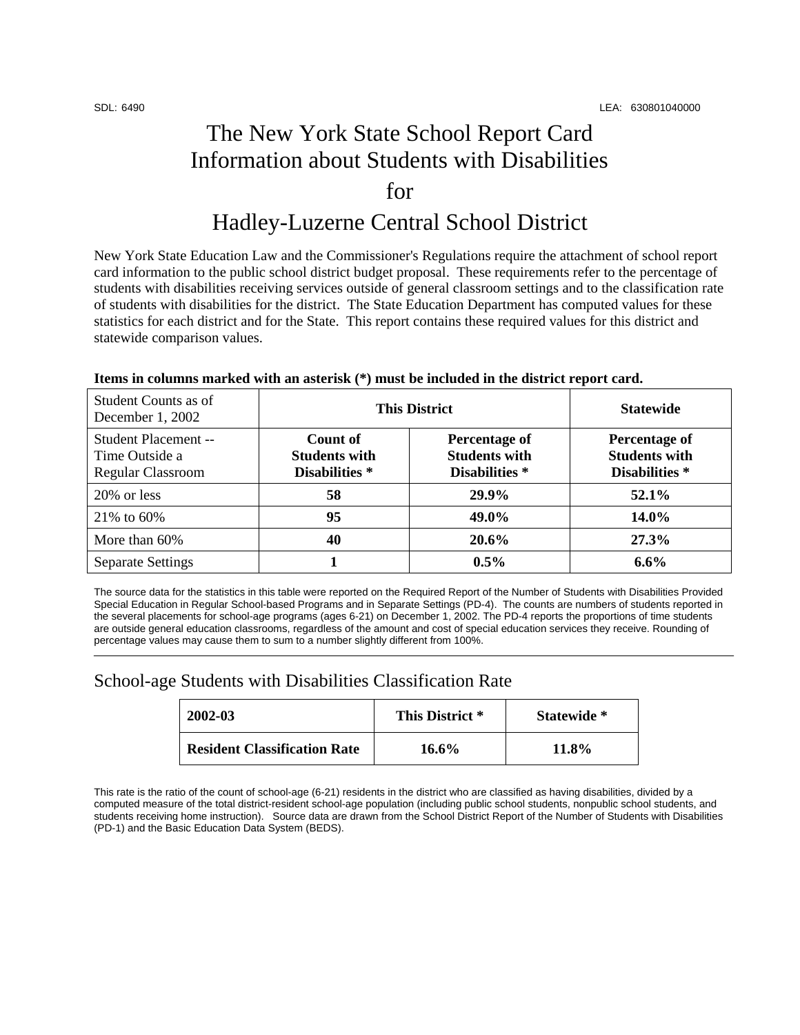SDL: 6490 LEA: 630801040000

# The New York State School Report Card Information about Students with Disabilities for Hadley-Luzerne Central School District

New York State Education Law and the Commissioner's Regulations require the attachment of school report card information to the public school district budget proposal. These requirements refer to the percentage of students with disabilities receiving services outside of general classroom settings and to the classification rate of students with disabilities for the district. The State Education Department has computed values for these statistics for each district and for the State. This report contains these required values for this district and statewide comparison values.

**Items in columns marked with an asterisk (*) must be included in the district report card.**

| Student Counts as of December 1, 2002 | **This District** | | **Statewide** |
|---|---|---|---|
| Student Placement -- Time Outside a Regular Classroom | **Count of Students with Disabilities *** | **Percentage of Students with Disabilities *** | **Percentage of Students with Disabilities *** |
| 20% or less | **58** | **29.9%** | **52.1%** |
| 21% to 60% | **95** | **49.0%** | **14.0%** |
| More than 60% | **40** | **20.6%** | **27.3%** |
| Separate Settings | **1** | **0.5%** | **6.6%** |

The source data for the statistics in this table were reported on the Required Report of the Number of Students with Disabilities Provided Special Education in Regular School-based Programs and in Separate Settings (PD-4). The counts are numbers of students reported in the several placements for school-age programs (ages 6-21) on December 1, 2002. The PD-4 reports the proportions of time students are outside general education classrooms, regardless of the amount and cost of special education services they receive. Rounding of percentage values may cause them to sum to a number slightly different from 100%.

## School-age Students with Disabilities Classification Rate

| **2002-03** | **This District *** | **Statewide *** |
|---|---|---|
| **Resident Classification Rate** | **16.6%** | **11.8%** |

This rate is the ratio of the count of school-age (6-21) residents in the district who are classified as having disabilities, divided by a computed measure of the total district-resident school-age population (including public school students, nonpublic school students, and students receiving home instruction). Source data are drawn from the School District Report of the Number of Students with Disabilities (PD-1) and the Basic Education Data System (BEDS).